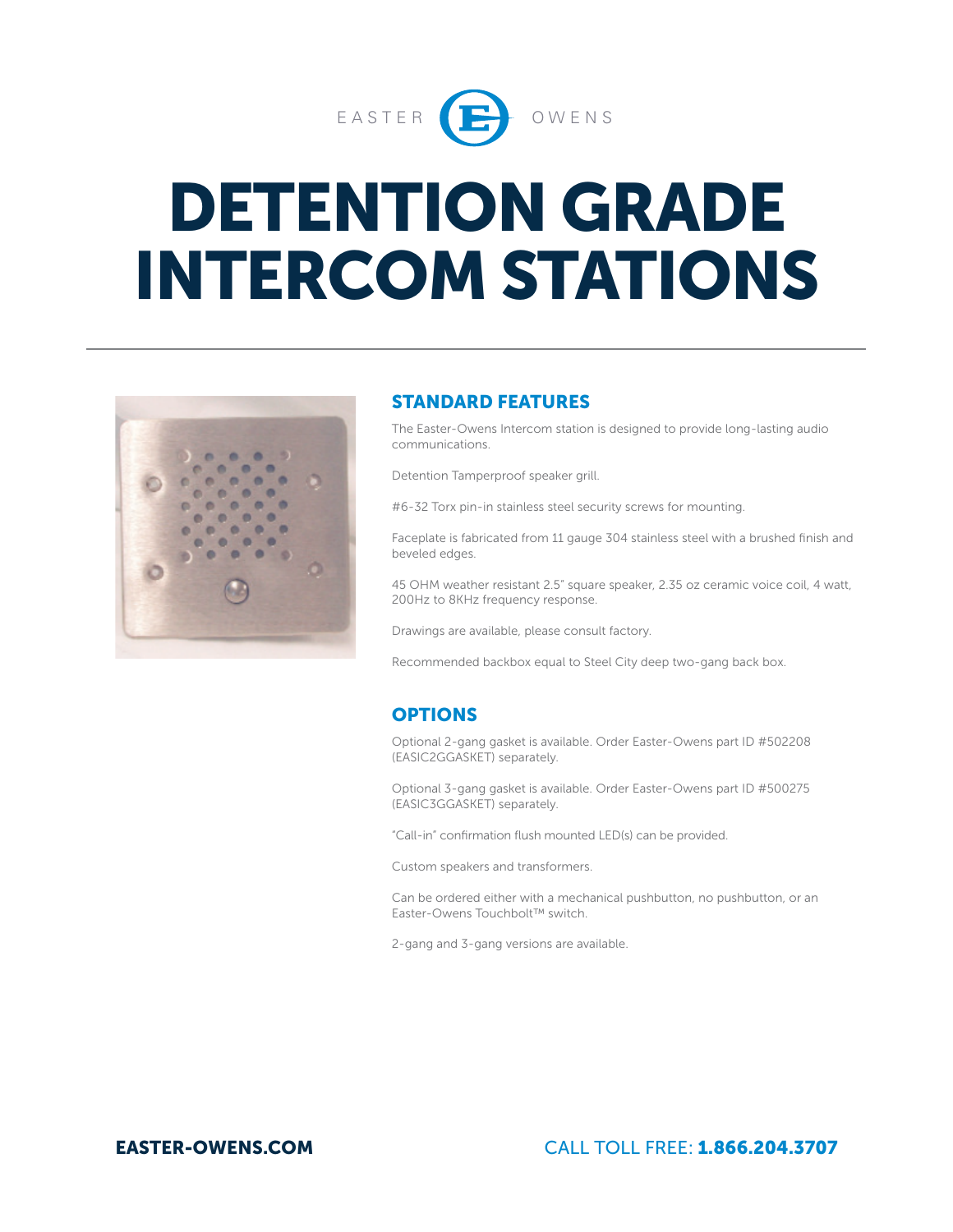EASTER OWENS

# DETENTION GRADE INTERCOM STATIONS

## STANDARD FEATURES

The Easter-Owens Intercom station is designed to provide long-lasting audio communications.

Detention Tamperproof speaker grill.

#6-32 Torx pin-in stainless steel security screws for mounting.

Faceplate is fabricated from 11 gauge 304 stainless steel with a brushed finish and beveled edges.

45 OHM weather resistant 2.5" square speaker, 2.35 oz ceramic voice coil, 4 watt, 200Hz to 8KHz frequency response.

Drawings are available, please consult factory.

Recommended backbox equal to Steel City deep two-gang back box.

## OPTIONS

Optional 2-gang gasket is available. Order Easter-Owens part ID #502208 (EASIC2GGASKET) separately.

Optional 3-gang gasket is available. Order Easter-Owens part ID #500275 (EASIC3GGASKET) separately.

"Call-in" confirmation flush mounted LED(s) can be provided.

Custom speakers and transformers.

Can be ordered either with a mechanical pushbutton, no pushbutton, or an Easter-Owens Touchbolt™ switch.

2-gang and 3-gang versions are available.

**EASTER-OWENS.COM**

CALL TOLL FREE: **1.866.204.3707**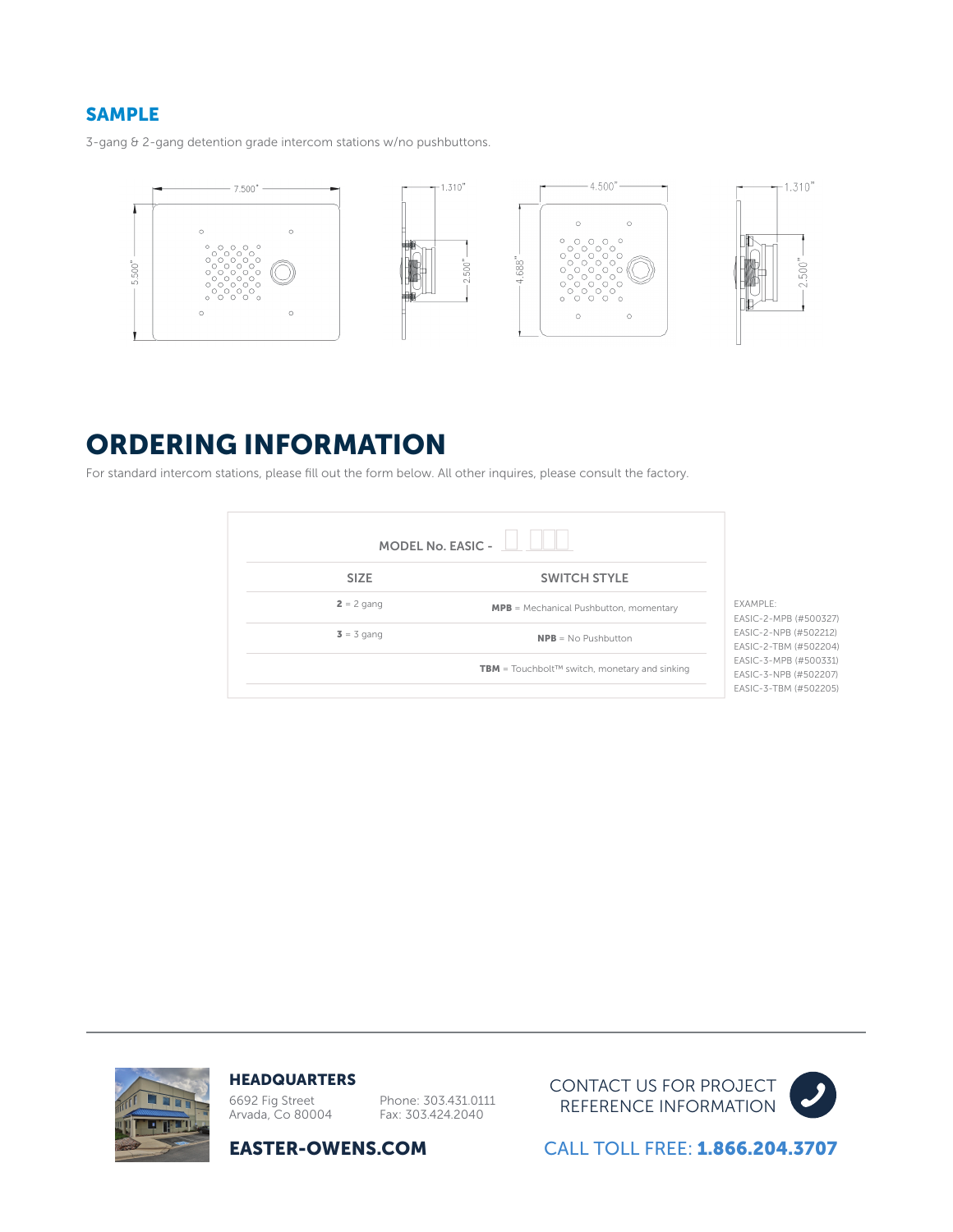## SAMPLE

3-gang & 2-gang detention grade intercom stations w/no pushbuttons.

7.500"
5.500"
1.310"
2.500"
4.500"
4.688"
1.310"
2.500"

# ORDERING INFORMATION

For standard intercom stations, please fill out the form below. All other inquires, please consult the factory.

MODEL No. EASIC - ☐ ☐☐☐

| SIZE | SWITCH STYLE |
| --- | --- |
| **2** = 2 gang | **MPB** = Mechanical Pushbutton, momentary |
| **3** = 3 gang | **NPB** = No Pushbutton |
| | **TBM** = Touchbolt™ switch, monetary and sinking |

EXAMPLE:
EASIC-2-MPB (#500327)
EASIC-2-NPB (#502212)
EASIC-2-TBM (#502204)
EASIC-3-MPB (#500331)
EASIC-3-NPB (#502207)
EASIC-3-TBM (#502205)

**HEADQUARTERS**
6692 Fig Street
Arvada, Co 80004

Phone: 303.431.0111
Fax: 303.424.2040

**EASTER-OWENS.COM**

CONTACT US FOR PROJECT REFERENCE INFORMATION

CALL TOLL FREE: **1.866.204.3707**